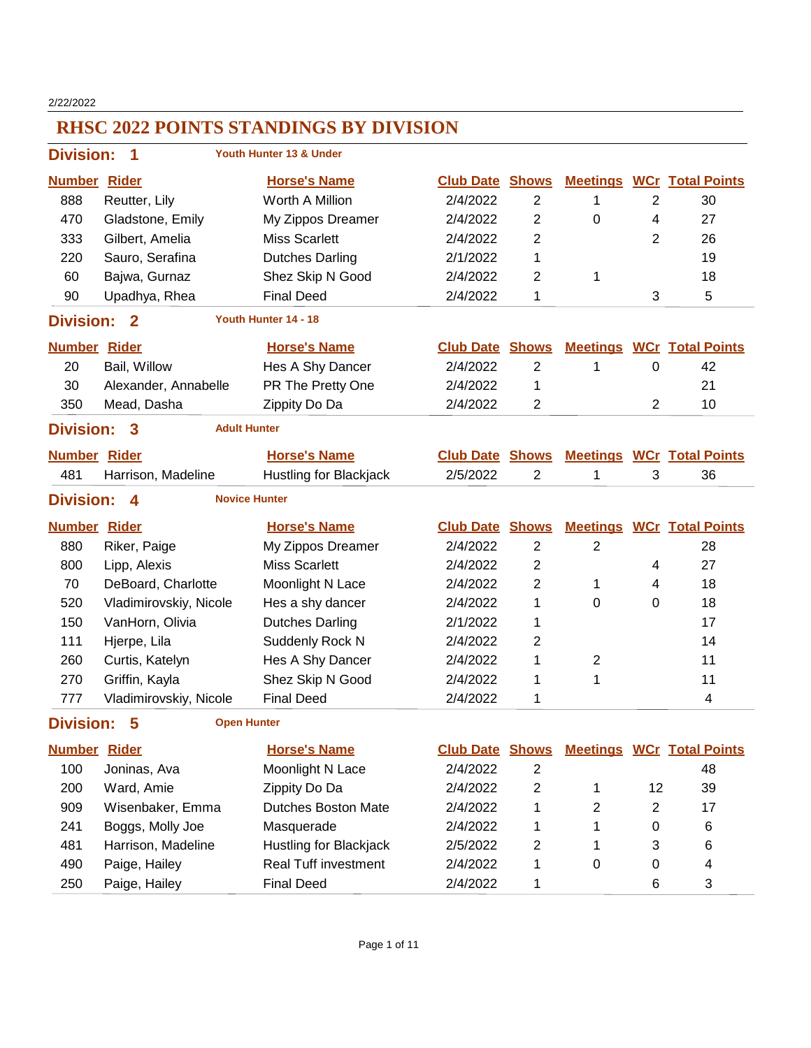2/22/2022

# RHSC 2022 POINTS STANDINGS BY DIVISION

## Division: 1 — Youth Hunter 13 & Under

| Number | Rider | Horse's Name | Club Date | Shows | Meetings | WCr | Total Points |
|---|---|---|---|---|---|---|---|
| 888 | Reutter, Lily | Worth A Million | 2/4/2022 | 2 | 1 | 2 | 30 |
| 470 | Gladstone, Emily | My Zippos Dreamer | 2/4/2022 | 2 | 0 | 4 | 27 |
| 333 | Gilbert, Amelia | Miss Scarlett | 2/4/2022 | 2 | | 2 | 26 |
| 220 | Sauro, Serafina | Dutches Darling | 2/1/2022 | 1 | | | 19 |
| 60 | Bajwa, Gurnaz | Shez Skip N Good | 2/4/2022 | 2 | 1 | | 18 |
| 90 | Upadhya, Rhea | Final Deed | 2/4/2022 | 1 | | 3 | 5 |

## Division: 2 — Youth Hunter 14 - 18

| Number | Rider | Horse's Name | Club Date | Shows | Meetings | WCr | Total Points |
|---|---|---|---|---|---|---|---|
| 20 | Bail, Willow | Hes A Shy Dancer | 2/4/2022 | 2 | 1 | 0 | 42 |
| 30 | Alexander, Annabelle | PR The Pretty One | 2/4/2022 | 1 | | | 21 |
| 350 | Mead, Dasha | Zippity Do Da | 2/4/2022 | 2 | | 2 | 10 |

## Division: 3 — Adult Hunter

| Number | Rider | Horse's Name | Club Date | Shows | Meetings | WCr | Total Points |
|---|---|---|---|---|---|---|---|
| 481 | Harrison, Madeline | Hustling for Blackjack | 2/5/2022 | 2 | 1 | 3 | 36 |

## Division: 4 — Novice Hunter

| Number | Rider | Horse's Name | Club Date | Shows | Meetings | WCr | Total Points |
|---|---|---|---|---|---|---|---|
| 880 | Riker, Paige | My Zippos Dreamer | 2/4/2022 | 2 | 2 | | 28 |
| 800 | Lipp, Alexis | Miss Scarlett | 2/4/2022 | 2 | | 4 | 27 |
| 70 | DeBoard, Charlotte | Moonlight N Lace | 2/4/2022 | 2 | 1 | 4 | 18 |
| 520 | Vladimirovskiy, Nicole | Hes a shy dancer | 2/4/2022 | 1 | 0 | 0 | 18 |
| 150 | VanHorn, Olivia | Dutches Darling | 2/1/2022 | 1 | | | 17 |
| 111 | Hjerpe, Lila | Suddenly Rock N | 2/4/2022 | 2 | | | 14 |
| 260 | Curtis, Katelyn | Hes A Shy Dancer | 2/4/2022 | 1 | 2 | | 11 |
| 270 | Griffin, Kayla | Shez Skip N Good | 2/4/2022 | 1 | 1 | | 11 |
| 777 | Vladimirovskiy, Nicole | Final Deed | 2/4/2022 | 1 | | | 4 |

## Division: 5 — Open Hunter

| Number | Rider | Horse's Name | Club Date | Shows | Meetings | WCr | Total Points |
|---|---|---|---|---|---|---|---|
| 100 | Joninas, Ava | Moonlight N Lace | 2/4/2022 | 2 | | | 48 |
| 200 | Ward, Amie | Zippity Do Da | 2/4/2022 | 2 | 1 | 12 | 39 |
| 909 | Wisenbaker, Emma | Dutches Boston Mate | 2/4/2022 | 1 | 2 | 2 | 17 |
| 241 | Boggs, Molly Joe | Masquerade | 2/4/2022 | 1 | 1 | 0 | 6 |
| 481 | Harrison, Madeline | Hustling for Blackjack | 2/5/2022 | 2 | 1 | 3 | 6 |
| 490 | Paige, Hailey | Real Tuff investment | 2/4/2022 | 1 | 0 | 0 | 4 |
| 250 | Paige, Hailey | Final Deed | 2/4/2022 | 1 | | 6 | 3 |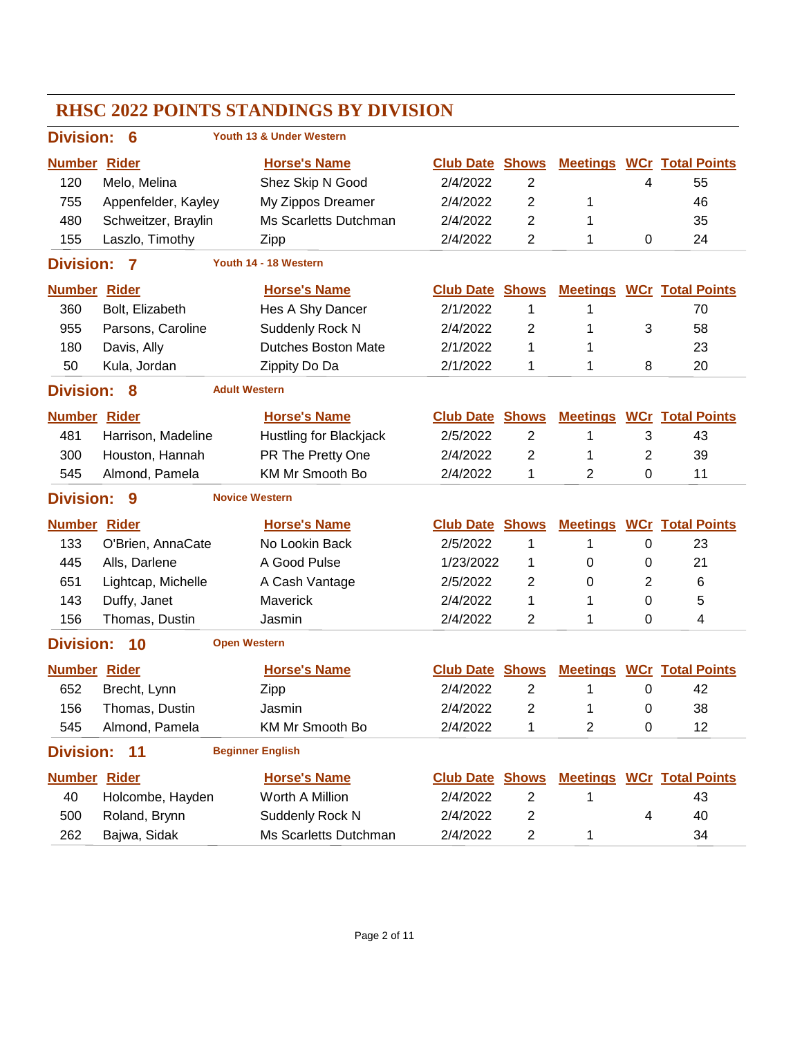# RHSC 2022 POINTS STANDINGS BY DIVISION

## Division: 6 — Youth 13 & Under Western

| Number | Rider | Horse's Name | Club Date | Shows | Meetings | WCr | Total Points |
|---|---|---|---|---|---|---|---|
| 120 | Melo, Melina | Shez Skip N Good | 2/4/2022 | 2 | | 4 | 55 |
| 755 | Appenfelder, Kayley | My Zippos Dreamer | 2/4/2022 | 2 | 1 | | 46 |
| 480 | Schweitzer, Braylin | Ms Scarletts Dutchman | 2/4/2022 | 2 | 1 | | 35 |
| 155 | Laszlo, Timothy | Zipp | 2/4/2022 | 2 | 1 | 0 | 24 |

## Division: 7 — Youth 14 - 18 Western

| Number | Rider | Horse's Name | Club Date | Shows | Meetings | WCr | Total Points |
|---|---|---|---|---|---|---|---|
| 360 | Bolt, Elizabeth | Hes A Shy Dancer | 2/1/2022 | 1 | 1 | | 70 |
| 955 | Parsons, Caroline | Suddenly Rock N | 2/4/2022 | 2 | 1 | 3 | 58 |
| 180 | Davis, Ally | Dutches Boston Mate | 2/1/2022 | 1 | 1 | | 23 |
| 50 | Kula, Jordan | Zippity Do Da | 2/1/2022 | 1 | 1 | 8 | 20 |

## Division: 8 — Adult Western

| Number | Rider | Horse's Name | Club Date | Shows | Meetings | WCr | Total Points |
|---|---|---|---|---|---|---|---|
| 481 | Harrison, Madeline | Hustling for Blackjack | 2/5/2022 | 2 | 1 | 3 | 43 |
| 300 | Houston, Hannah | PR The Pretty One | 2/4/2022 | 2 | 1 | 2 | 39 |
| 545 | Almond, Pamela | KM Mr Smooth Bo | 2/4/2022 | 1 | 2 | 0 | 11 |

## Division: 9 — Novice Western

| Number | Rider | Horse's Name | Club Date | Shows | Meetings | WCr | Total Points |
|---|---|---|---|---|---|---|---|
| 133 | O'Brien, AnnaCate | No Lookin Back | 2/5/2022 | 1 | 1 | 0 | 23 |
| 445 | Alls, Darlene | A Good Pulse | 1/23/2022 | 1 | 0 | 0 | 21 |
| 651 | Lightcap, Michelle | A Cash Vantage | 2/5/2022 | 2 | 0 | 2 | 6 |
| 143 | Duffy, Janet | Maverick | 2/4/2022 | 1 | 1 | 0 | 5 |
| 156 | Thomas, Dustin | Jasmin | 2/4/2022 | 2 | 1 | 0 | 4 |

## Division: 10 — Open Western

| Number | Rider | Horse's Name | Club Date | Shows | Meetings | WCr | Total Points |
|---|---|---|---|---|---|---|---|
| 652 | Brecht, Lynn | Zipp | 2/4/2022 | 2 | 1 | 0 | 42 |
| 156 | Thomas, Dustin | Jasmin | 2/4/2022 | 2 | 1 | 0 | 38 |
| 545 | Almond, Pamela | KM Mr Smooth Bo | 2/4/2022 | 1 | 2 | 0 | 12 |

## Division: 11 — Beginner English

| Number | Rider | Horse's Name | Club Date | Shows | Meetings | WCr | Total Points |
|---|---|---|---|---|---|---|---|
| 40 | Holcombe, Hayden | Worth A Million | 2/4/2022 | 2 | 1 | | 43 |
| 500 | Roland, Brynn | Suddenly Rock N | 2/4/2022 | 2 | | 4 | 40 |
| 262 | Bajwa, Sidak | Ms Scarletts Dutchman | 2/4/2022 | 2 | 1 | | 34 |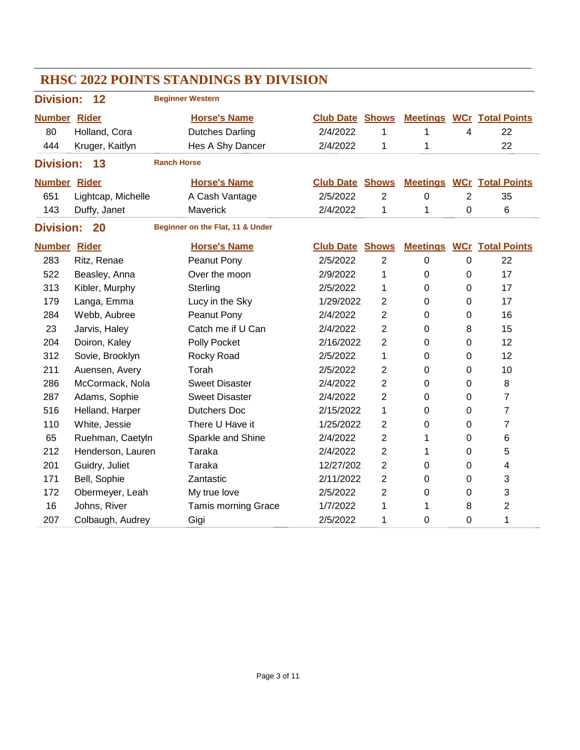# RHSC 2022 POINTS STANDINGS BY DIVISION

## Division: 12 — Beginner Western

| Number | Rider | Horse's Name | Club Date | Shows | Meetings | WCr | Total Points |
|---|---|---|---|---|---|---|---|
| 80 | Holland, Cora | Dutches Darling | 2/4/2022 | 1 | 1 | 4 | 22 |
| 444 | Kruger, Kaitlyn | Hes A Shy Dancer | 2/4/2022 | 1 | 1 | | 22 |

## Division: 13 — Ranch Horse

| Number | Rider | Horse's Name | Club Date | Shows | Meetings | WCr | Total Points |
|---|---|---|---|---|---|---|---|
| 651 | Lightcap, Michelle | A Cash Vantage | 2/5/2022 | 2 | 0 | 2 | 35 |
| 143 | Duffy, Janet | Maverick | 2/4/2022 | 1 | 1 | 0 | 6 |

## Division: 20 — Beginner on the Flat, 11 & Under

| Number | Rider | Horse's Name | Club Date | Shows | Meetings | WCr | Total Points |
|---|---|---|---|---|---|---|---|
| 283 | Ritz, Renae | Peanut Pony | 2/5/2022 | 2 | 0 | 0 | 22 |
| 522 | Beasley, Anna | Over the moon | 2/9/2022 | 1 | 0 | 0 | 17 |
| 313 | Kibler, Murphy | Sterling | 2/5/2022 | 1 | 0 | 0 | 17 |
| 179 | Langa, Emma | Lucy in the Sky | 1/29/2022 | 2 | 0 | 0 | 17 |
| 284 | Webb, Aubree | Peanut Pony | 2/4/2022 | 2 | 0 | 0 | 16 |
| 23 | Jarvis, Haley | Catch me if U Can | 2/4/2022 | 2 | 0 | 8 | 15 |
| 204 | Doiron, Kaley | Polly Pocket | 2/16/2022 | 2 | 0 | 0 | 12 |
| 312 | Sovie, Brooklyn | Rocky Road | 2/5/2022 | 1 | 0 | 0 | 12 |
| 211 | Auensen, Avery | Torah | 2/5/2022 | 2 | 0 | 0 | 10 |
| 286 | McCormack, Nola | Sweet Disaster | 2/4/2022 | 2 | 0 | 0 | 8 |
| 287 | Adams, Sophie | Sweet Disaster | 2/4/2022 | 2 | 0 | 0 | 7 |
| 516 | Helland, Harper | Dutchers Doc | 2/15/2022 | 1 | 0 | 0 | 7 |
| 110 | White, Jessie | There U Have it | 1/25/2022 | 2 | 0 | 0 | 7 |
| 65 | Ruehman, Caetyln | Sparkle and Shine | 2/4/2022 | 2 | 1 | 0 | 6 |
| 212 | Henderson, Lauren | Taraka | 2/4/2022 | 2 | 1 | 0 | 5 |
| 201 | Guidry, Juliet | Taraka | 12/27/202 | 2 | 0 | 0 | 4 |
| 171 | Bell, Sophie | Zantastic | 2/11/2022 | 2 | 0 | 0 | 3 |
| 172 | Obermeyer, Leah | My true love | 2/5/2022 | 2 | 0 | 0 | 3 |
| 16 | Johns, River | Tamis morning Grace | 1/7/2022 | 1 | 1 | 8 | 2 |
| 207 | Colbaugh, Audrey | Gigi | 2/5/2022 | 1 | 0 | 0 | 1 |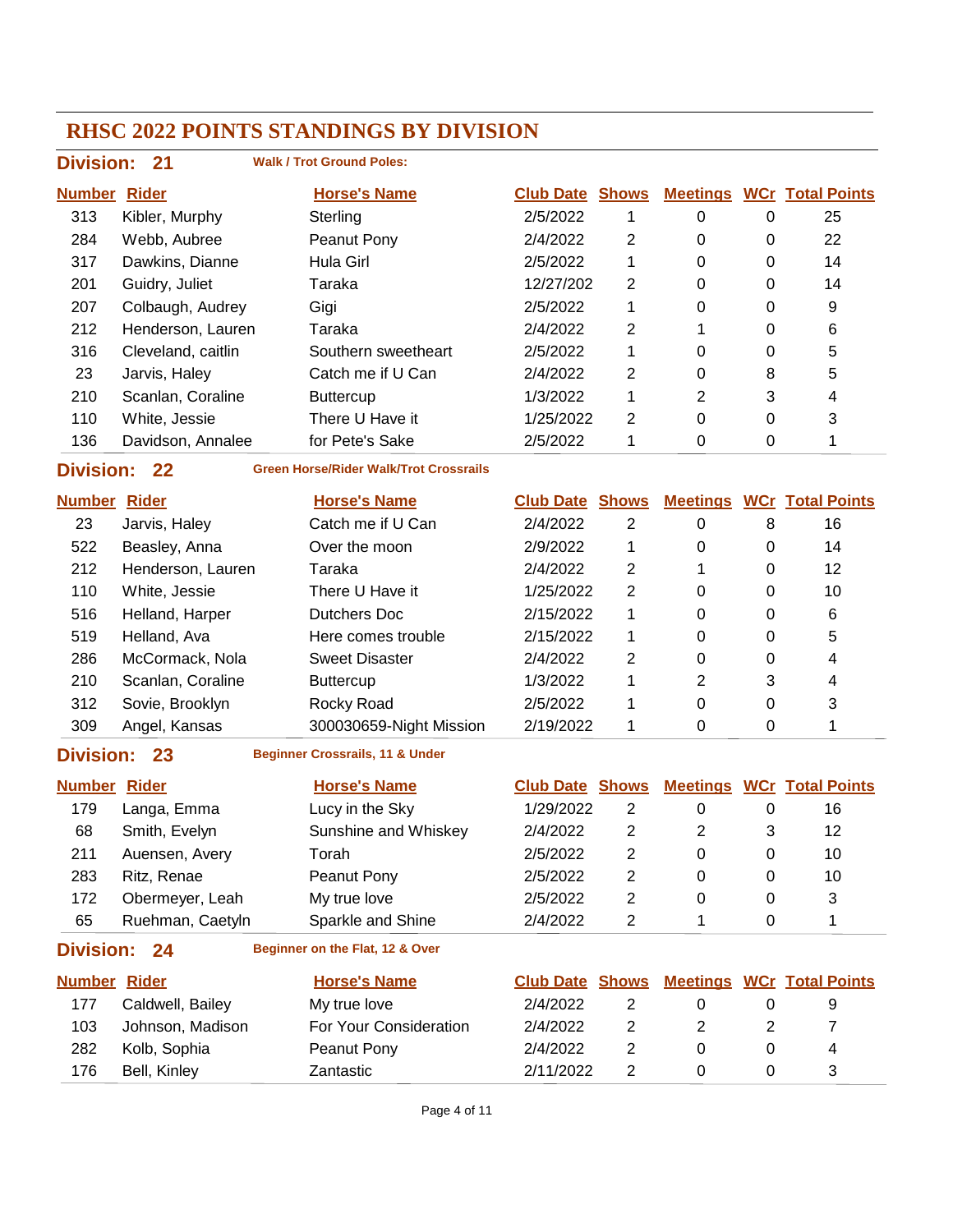# RHSC 2022 POINTS STANDINGS BY DIVISION

## Division: 21 — Walk / Trot Ground Poles:

| Number | Rider | Horse's Name | Club Date | Shows | Meetings | WCr | Total Points |
|---|---|---|---|---|---|---|---|
| 313 | Kibler, Murphy | Sterling | 2/5/2022 | 1 | 0 | 0 | 25 |
| 284 | Webb, Aubree | Peanut Pony | 2/4/2022 | 2 | 0 | 0 | 22 |
| 317 | Dawkins, Dianne | Hula Girl | 2/5/2022 | 1 | 0 | 0 | 14 |
| 201 | Guidry, Juliet | Taraka | 12/27/202 | 2 | 0 | 0 | 14 |
| 207 | Colbaugh, Audrey | Gigi | 2/5/2022 | 1 | 0 | 0 | 9 |
| 212 | Henderson, Lauren | Taraka | 2/4/2022 | 2 | 1 | 0 | 6 |
| 316 | Cleveland, caitlin | Southern sweetheart | 2/5/2022 | 1 | 0 | 0 | 5 |
| 23 | Jarvis, Haley | Catch me if U Can | 2/4/2022 | 2 | 0 | 8 | 5 |
| 210 | Scanlan, Coraline | Buttercup | 1/3/2022 | 1 | 2 | 3 | 4 |
| 110 | White, Jessie | There U Have it | 1/25/2022 | 2 | 0 | 0 | 3 |
| 136 | Davidson, Annalee | for Pete's Sake | 2/5/2022 | 1 | 0 | 0 | 1 |

## Division: 22 — Green Horse/Rider Walk/Trot Crossrails

| Number | Rider | Horse's Name | Club Date | Shows | Meetings | WCr | Total Points |
|---|---|---|---|---|---|---|---|
| 23 | Jarvis, Haley | Catch me if U Can | 2/4/2022 | 2 | 0 | 8 | 16 |
| 522 | Beasley, Anna | Over the moon | 2/9/2022 | 1 | 0 | 0 | 14 |
| 212 | Henderson, Lauren | Taraka | 2/4/2022 | 2 | 1 | 0 | 12 |
| 110 | White, Jessie | There U Have it | 1/25/2022 | 2 | 0 | 0 | 10 |
| 516 | Helland, Harper | Dutchers Doc | 2/15/2022 | 1 | 0 | 0 | 6 |
| 519 | Helland, Ava | Here comes trouble | 2/15/2022 | 1 | 0 | 0 | 5 |
| 286 | McCormack, Nola | Sweet Disaster | 2/4/2022 | 2 | 0 | 0 | 4 |
| 210 | Scanlan, Coraline | Buttercup | 1/3/2022 | 1 | 2 | 3 | 4 |
| 312 | Sovie, Brooklyn | Rocky Road | 2/5/2022 | 1 | 0 | 0 | 3 |
| 309 | Angel, Kansas | 300030659-Night Mission | 2/19/2022 | 1 | 0 | 0 | 1 |

## Division: 23 — Beginner Crossrails, 11 & Under

| Number | Rider | Horse's Name | Club Date | Shows | Meetings | WCr | Total Points |
|---|---|---|---|---|---|---|---|
| 179 | Langa, Emma | Lucy in the Sky | 1/29/2022 | 2 | 0 | 0 | 16 |
| 68 | Smith, Evelyn | Sunshine and Whiskey | 2/4/2022 | 2 | 2 | 3 | 12 |
| 211 | Auensen, Avery | Torah | 2/5/2022 | 2 | 0 | 0 | 10 |
| 283 | Ritz, Renae | Peanut Pony | 2/5/2022 | 2 | 0 | 0 | 10 |
| 172 | Obermeyer, Leah | My true love | 2/5/2022 | 2 | 0 | 0 | 3 |
| 65 | Ruehman, Caetyln | Sparkle and Shine | 2/4/2022 | 2 | 1 | 0 | 1 |

## Division: 24 — Beginner on the Flat, 12 & Over

| Number | Rider | Horse's Name | Club Date | Shows | Meetings | WCr | Total Points |
|---|---|---|---|---|---|---|---|
| 177 | Caldwell, Bailey | My true love | 2/4/2022 | 2 | 0 | 0 | 9 |
| 103 | Johnson, Madison | For Your Consideration | 2/4/2022 | 2 | 2 | 2 | 7 |
| 282 | Kolb, Sophia | Peanut Pony | 2/4/2022 | 2 | 0 | 0 | 4 |
| 176 | Bell, Kinley | Zantastic | 2/11/2022 | 2 | 0 | 0 | 3 |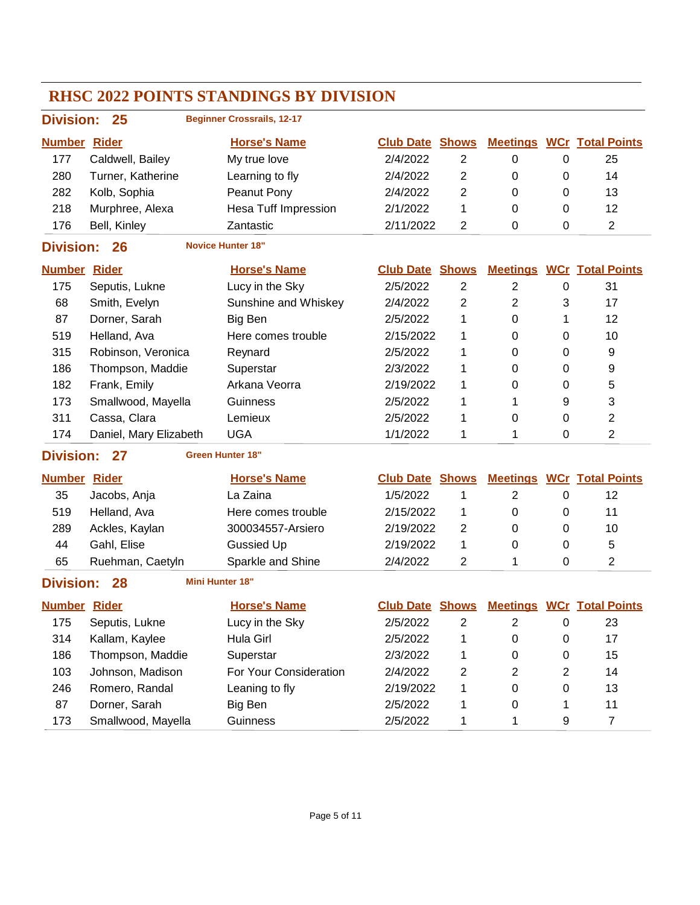# RHSC 2022 POINTS STANDINGS BY DIVISION

## Division: 25 — Beginner Crossrails, 12-17

| Number | Rider | Horse's Name | Club Date | Shows | Meetings | WCr | Total Points |
|---|---|---|---|---|---|---|---|
| 177 | Caldwell, Bailey | My true love | 2/4/2022 | 2 | 0 | 0 | 25 |
| 280 | Turner, Katherine | Learning to fly | 2/4/2022 | 2 | 0 | 0 | 14 |
| 282 | Kolb, Sophia | Peanut Pony | 2/4/2022 | 2 | 0 | 0 | 13 |
| 218 | Murphree, Alexa | Hesa Tuff Impression | 2/1/2022 | 1 | 0 | 0 | 12 |
| 176 | Bell, Kinley | Zantastic | 2/11/2022 | 2 | 0 | 0 | 2 |

## Division: 26 — Novice Hunter 18"

| Number | Rider | Horse's Name | Club Date | Shows | Meetings | WCr | Total Points |
|---|---|---|---|---|---|---|---|
| 175 | Seputis, Lukne | Lucy in the Sky | 2/5/2022 | 2 | 2 | 0 | 31 |
| 68 | Smith, Evelyn | Sunshine and Whiskey | 2/4/2022 | 2 | 2 | 3 | 17 |
| 87 | Dorner, Sarah | Big Ben | 2/5/2022 | 1 | 0 | 1 | 12 |
| 519 | Helland, Ava | Here comes trouble | 2/15/2022 | 1 | 0 | 0 | 10 |
| 315 | Robinson, Veronica | Reynard | 2/5/2022 | 1 | 0 | 0 | 9 |
| 186 | Thompson, Maddie | Superstar | 2/3/2022 | 1 | 0 | 0 | 9 |
| 182 | Frank, Emily | Arkana Veorra | 2/19/2022 | 1 | 0 | 0 | 5 |
| 173 | Smallwood, Mayella | Guinness | 2/5/2022 | 1 | 1 | 9 | 3 |
| 311 | Cassa, Clara | Lemieux | 2/5/2022 | 1 | 0 | 0 | 2 |
| 174 | Daniel, Mary Elizabeth | UGA | 1/1/2022 | 1 | 1 | 0 | 2 |

## Division: 27 — Green Hunter 18"

| Number | Rider | Horse's Name | Club Date | Shows | Meetings | WCr | Total Points |
|---|---|---|---|---|---|---|---|
| 35 | Jacobs, Anja | La Zaina | 1/5/2022 | 1 | 2 | 0 | 12 |
| 519 | Helland, Ava | Here comes trouble | 2/15/2022 | 1 | 0 | 0 | 11 |
| 289 | Ackles, Kaylan | 300034557-Arsiero | 2/19/2022 | 2 | 0 | 0 | 10 |
| 44 | Gahl, Elise | Gussied Up | 2/19/2022 | 1 | 0 | 0 | 5 |
| 65 | Ruehman, Caetyln | Sparkle and Shine | 2/4/2022 | 2 | 1 | 0 | 2 |

## Division: 28 — Mini Hunter 18"

| Number | Rider | Horse's Name | Club Date | Shows | Meetings | WCr | Total Points |
|---|---|---|---|---|---|---|---|
| 175 | Seputis, Lukne | Lucy in the Sky | 2/5/2022 | 2 | 2 | 0 | 23 |
| 314 | Kallam, Kaylee | Hula Girl | 2/5/2022 | 1 | 0 | 0 | 17 |
| 186 | Thompson, Maddie | Superstar | 2/3/2022 | 1 | 0 | 0 | 15 |
| 103 | Johnson, Madison | For Your Consideration | 2/4/2022 | 2 | 2 | 2 | 14 |
| 246 | Romero, Randal | Leaning to fly | 2/19/2022 | 1 | 0 | 0 | 13 |
| 87 | Dorner, Sarah | Big Ben | 2/5/2022 | 1 | 0 | 1 | 11 |
| 173 | Smallwood, Mayella | Guinness | 2/5/2022 | 1 | 1 | 9 | 7 |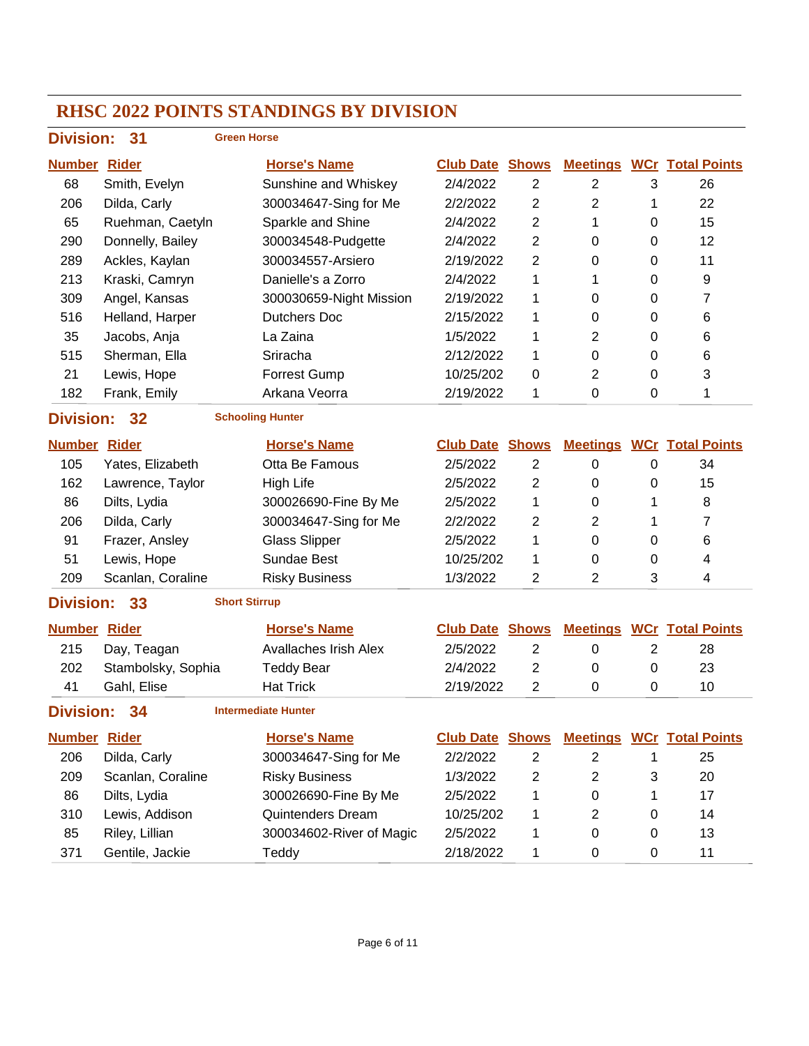# RHSC 2022 POINTS STANDINGS BY DIVISION

## Division: 31 — Green Horse

| Number | Rider | Horse's Name | Club Date | Shows | Meetings | WCr | Total Points |
|---|---|---|---|---|---|---|---|
| 68 | Smith, Evelyn | Sunshine and Whiskey | 2/4/2022 | 2 | 2 | 3 | 26 |
| 206 | Dilda, Carly | 300034647-Sing for Me | 2/2/2022 | 2 | 2 | 1 | 22 |
| 65 | Ruehman, Caetyln | Sparkle and Shine | 2/4/2022 | 2 | 1 | 0 | 15 |
| 290 | Donnelly, Bailey | 300034548-Pudgette | 2/4/2022 | 2 | 0 | 0 | 12 |
| 289 | Ackles, Kaylan | 300034557-Arsiero | 2/19/2022 | 2 | 0 | 0 | 11 |
| 213 | Kraski, Camryn | Danielle's a Zorro | 2/4/2022 | 1 | 1 | 0 | 9 |
| 309 | Angel, Kansas | 300030659-Night Mission | 2/19/2022 | 1 | 0 | 0 | 7 |
| 516 | Helland, Harper | Dutchers Doc | 2/15/2022 | 1 | 0 | 0 | 6 |
| 35 | Jacobs, Anja | La Zaina | 1/5/2022 | 1 | 2 | 0 | 6 |
| 515 | Sherman, Ella | Sriracha | 2/12/2022 | 1 | 0 | 0 | 6 |
| 21 | Lewis, Hope | Forrest Gump | 10/25/202 | 0 | 2 | 0 | 3 |
| 182 | Frank, Emily | Arkana Veorra | 2/19/2022 | 1 | 0 | 0 | 1 |

## Division: 32 — Schooling Hunter

| Number | Rider | Horse's Name | Club Date | Shows | Meetings | WCr | Total Points |
|---|---|---|---|---|---|---|---|
| 105 | Yates, Elizabeth | Otta Be Famous | 2/5/2022 | 2 | 0 | 0 | 34 |
| 162 | Lawrence, Taylor | High Life | 2/5/2022 | 2 | 0 | 0 | 15 |
| 86 | Dilts, Lydia | 300026690-Fine By Me | 2/5/2022 | 1 | 0 | 1 | 8 |
| 206 | Dilda, Carly | 300034647-Sing for Me | 2/2/2022 | 2 | 2 | 1 | 7 |
| 91 | Frazer, Ansley | Glass Slipper | 2/5/2022 | 1 | 0 | 0 | 6 |
| 51 | Lewis, Hope | Sundae Best | 10/25/202 | 1 | 0 | 0 | 4 |
| 209 | Scanlan, Coraline | Risky Business | 1/3/2022 | 2 | 2 | 3 | 4 |

## Division: 33 — Short Stirrup

| Number | Rider | Horse's Name | Club Date | Shows | Meetings | WCr | Total Points |
|---|---|---|---|---|---|---|---|
| 215 | Day, Teagan | Avallaches Irish Alex | 2/5/2022 | 2 | 0 | 2 | 28 |
| 202 | Stambolsky, Sophia | Teddy Bear | 2/4/2022 | 2 | 0 | 0 | 23 |
| 41 | Gahl, Elise | Hat Trick | 2/19/2022 | 2 | 0 | 0 | 10 |

## Division: 34 — Intermediate Hunter

| Number | Rider | Horse's Name | Club Date | Shows | Meetings | WCr | Total Points |
|---|---|---|---|---|---|---|---|
| 206 | Dilda, Carly | 300034647-Sing for Me | 2/2/2022 | 2 | 2 | 1 | 25 |
| 209 | Scanlan, Coraline | Risky Business | 1/3/2022 | 2 | 2 | 3 | 20 |
| 86 | Dilts, Lydia | 300026690-Fine By Me | 2/5/2022 | 1 | 0 | 1 | 17 |
| 310 | Lewis, Addison | Quintenders Dream | 10/25/202 | 1 | 2 | 0 | 14 |
| 85 | Riley, Lillian | 300034602-River of Magic | 2/5/2022 | 1 | 0 | 0 | 13 |
| 371 | Gentile, Jackie | Teddy | 2/18/2022 | 1 | 0 | 0 | 11 |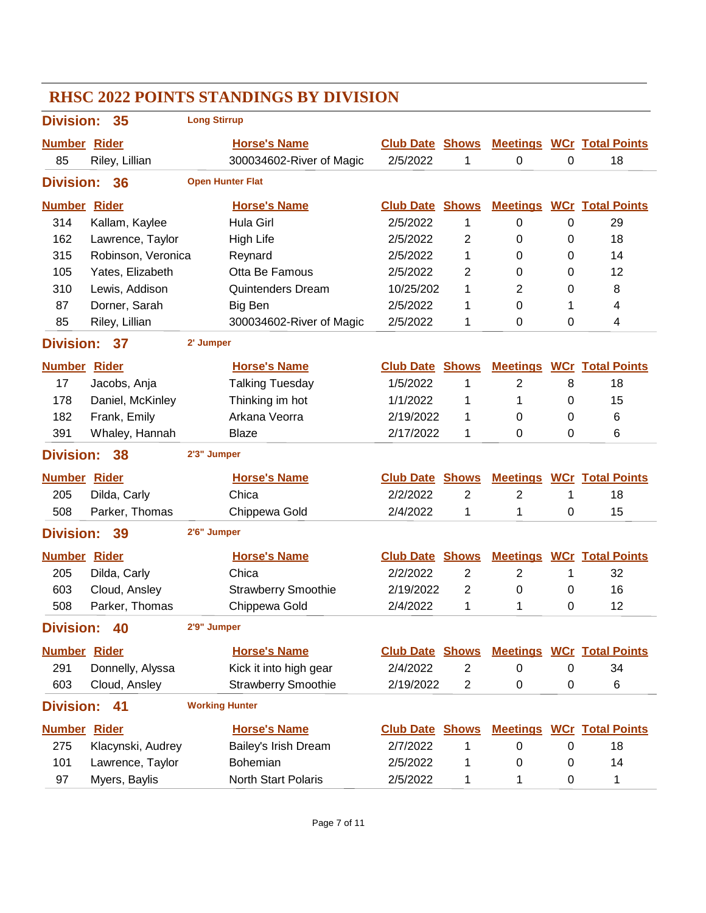# RHSC 2022 POINTS STANDINGS BY DIVISION

## Division: 35 — Long Stirrup

| Number | Rider | Horse's Name | Club Date | Shows | Meetings | WCr | Total Points |
|---|---|---|---|---|---|---|---|
| 85 | Riley, Lillian | 300034602-River of Magic | 2/5/2022 | 1 | 0 | 0 | 18 |

## Division: 36 — Open Hunter Flat

| Number | Rider | Horse's Name | Club Date | Shows | Meetings | WCr | Total Points |
|---|---|---|---|---|---|---|---|
| 314 | Kallam, Kaylee | Hula Girl | 2/5/2022 | 1 | 0 | 0 | 29 |
| 162 | Lawrence, Taylor | High Life | 2/5/2022 | 2 | 0 | 0 | 18 |
| 315 | Robinson, Veronica | Reynard | 2/5/2022 | 1 | 0 | 0 | 14 |
| 105 | Yates, Elizabeth | Otta Be Famous | 2/5/2022 | 2 | 0 | 0 | 12 |
| 310 | Lewis, Addison | Quintenders Dream | 10/25/202 | 1 | 2 | 0 | 8 |
| 87 | Dorner, Sarah | Big Ben | 2/5/2022 | 1 | 0 | 1 | 4 |
| 85 | Riley, Lillian | 300034602-River of Magic | 2/5/2022 | 1 | 0 | 0 | 4 |

## Division: 37 — 2' Jumper

| Number | Rider | Horse's Name | Club Date | Shows | Meetings | WCr | Total Points |
|---|---|---|---|---|---|---|---|
| 17 | Jacobs, Anja | Talking Tuesday | 1/5/2022 | 1 | 2 | 8 | 18 |
| 178 | Daniel, McKinley | Thinking im hot | 1/1/2022 | 1 | 1 | 0 | 15 |
| 182 | Frank, Emily | Arkana Veorra | 2/19/2022 | 1 | 0 | 0 | 6 |
| 391 | Whaley, Hannah | Blaze | 2/17/2022 | 1 | 0 | 0 | 6 |

## Division: 38 — 2'3" Jumper

| Number | Rider | Horse's Name | Club Date | Shows | Meetings | WCr | Total Points |
|---|---|---|---|---|---|---|---|
| 205 | Dilda, Carly | Chica | 2/2/2022 | 2 | 2 | 1 | 18 |
| 508 | Parker, Thomas | Chippewa Gold | 2/4/2022 | 1 | 1 | 0 | 15 |

## Division: 39 — 2'6" Jumper

| Number | Rider | Horse's Name | Club Date | Shows | Meetings | WCr | Total Points |
|---|---|---|---|---|---|---|---|
| 205 | Dilda, Carly | Chica | 2/2/2022 | 2 | 2 | 1 | 32 |
| 603 | Cloud, Ansley | Strawberry Smoothie | 2/19/2022 | 2 | 0 | 0 | 16 |
| 508 | Parker, Thomas | Chippewa Gold | 2/4/2022 | 1 | 1 | 0 | 12 |

## Division: 40 — 2'9" Jumper

| Number | Rider | Horse's Name | Club Date | Shows | Meetings | WCr | Total Points |
|---|---|---|---|---|---|---|---|
| 291 | Donnelly, Alyssa | Kick it into high gear | 2/4/2022 | 2 | 0 | 0 | 34 |
| 603 | Cloud, Ansley | Strawberry Smoothie | 2/19/2022 | 2 | 0 | 0 | 6 |

## Division: 41 — Working Hunter

| Number | Rider | Horse's Name | Club Date | Shows | Meetings | WCr | Total Points |
|---|---|---|---|---|---|---|---|
| 275 | Klacynski, Audrey | Bailey's Irish Dream | 2/7/2022 | 1 | 0 | 0 | 18 |
| 101 | Lawrence, Taylor | Bohemian | 2/5/2022 | 1 | 0 | 0 | 14 |
| 97 | Myers, Baylis | North Start Polaris | 2/5/2022 | 1 | 1 | 0 | 1 |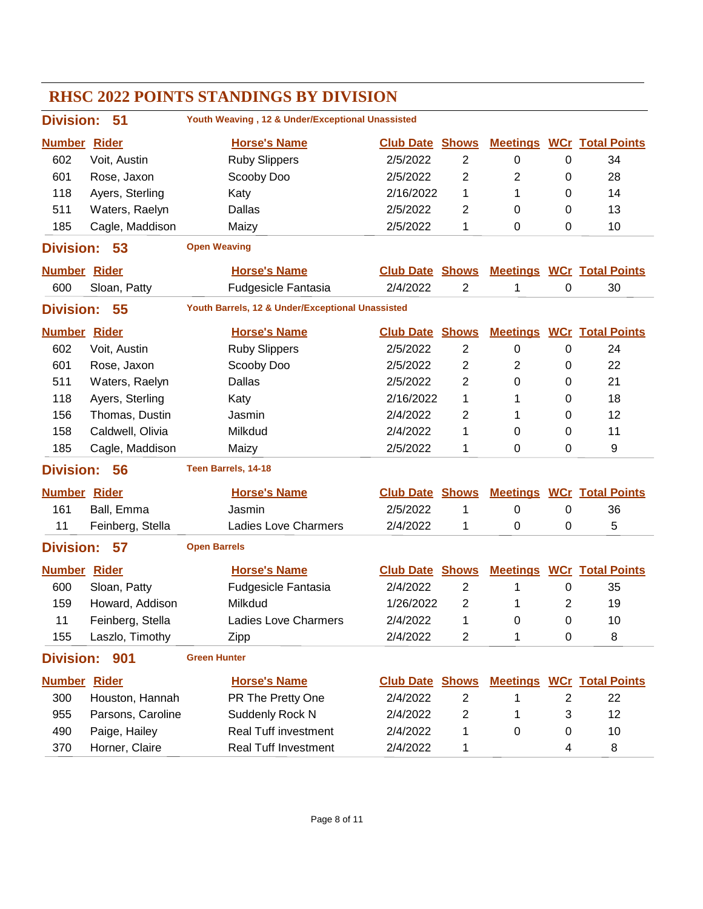# RHSC 2022 POINTS STANDINGS BY DIVISION

## Division: 51 — Youth Weaving , 12 & Under/Exceptional Unassisted

| Number | Rider | Horse's Name | Club Date | Shows | Meetings | WCr | Total Points |
|---|---|---|---|---|---|---|---|
| 602 | Voit, Austin | Ruby Slippers | 2/5/2022 | 2 | 0 | 0 | 34 |
| 601 | Rose, Jaxon | Scooby Doo | 2/5/2022 | 2 | 2 | 0 | 28 |
| 118 | Ayers, Sterling | Katy | 2/16/2022 | 1 | 1 | 0 | 14 |
| 511 | Waters, Raelyn | Dallas | 2/5/2022 | 2 | 0 | 0 | 13 |
| 185 | Cagle, Maddison | Maizy | 2/5/2022 | 1 | 0 | 0 | 10 |

## Division: 53 — Open Weaving

| Number | Rider | Horse's Name | Club Date | Shows | Meetings | WCr | Total Points |
|---|---|---|---|---|---|---|---|
| 600 | Sloan, Patty | Fudgesicle Fantasia | 2/4/2022 | 2 | 1 | 0 | 30 |

## Division: 55 — Youth Barrels, 12 & Under/Exceptional Unassisted

| Number | Rider | Horse's Name | Club Date | Shows | Meetings | WCr | Total Points |
|---|---|---|---|---|---|---|---|
| 602 | Voit, Austin | Ruby Slippers | 2/5/2022 | 2 | 0 | 0 | 24 |
| 601 | Rose, Jaxon | Scooby Doo | 2/5/2022 | 2 | 2 | 0 | 22 |
| 511 | Waters, Raelyn | Dallas | 2/5/2022 | 2 | 0 | 0 | 21 |
| 118 | Ayers, Sterling | Katy | 2/16/2022 | 1 | 1 | 0 | 18 |
| 156 | Thomas, Dustin | Jasmin | 2/4/2022 | 2 | 1 | 0 | 12 |
| 158 | Caldwell, Olivia | Milkdud | 2/4/2022 | 1 | 0 | 0 | 11 |
| 185 | Cagle, Maddison | Maizy | 2/5/2022 | 1 | 0 | 0 | 9 |

## Division: 56 — Teen Barrels, 14-18

| Number | Rider | Horse's Name | Club Date | Shows | Meetings | WCr | Total Points |
|---|---|---|---|---|---|---|---|
| 161 | Ball, Emma | Jasmin | 2/5/2022 | 1 | 0 | 0 | 36 |
| 11 | Feinberg, Stella | Ladies Love Charmers | 2/4/2022 | 1 | 0 | 0 | 5 |

## Division: 57 — Open Barrels

| Number | Rider | Horse's Name | Club Date | Shows | Meetings | WCr | Total Points |
|---|---|---|---|---|---|---|---|
| 600 | Sloan, Patty | Fudgesicle Fantasia | 2/4/2022 | 2 | 1 | 0 | 35 |
| 159 | Howard, Addison | Milkdud | 1/26/2022 | 2 | 1 | 2 | 19 |
| 11 | Feinberg, Stella | Ladies Love Charmers | 2/4/2022 | 1 | 0 | 0 | 10 |
| 155 | Laszlo, Timothy | Zipp | 2/4/2022 | 2 | 1 | 0 | 8 |

## Division: 901 — Green Hunter

| Number | Rider | Horse's Name | Club Date | Shows | Meetings | WCr | Total Points |
|---|---|---|---|---|---|---|---|
| 300 | Houston, Hannah | PR The Pretty One | 2/4/2022 | 2 | 1 | 2 | 22 |
| 955 | Parsons, Caroline | Suddenly Rock N | 2/4/2022 | 2 | 1 | 3 | 12 |
| 490 | Paige, Hailey | Real Tuff investment | 2/4/2022 | 1 | 0 | 0 | 10 |
| 370 | Horner, Claire | Real Tuff Investment | 2/4/2022 | 1 | | 4 | 8 |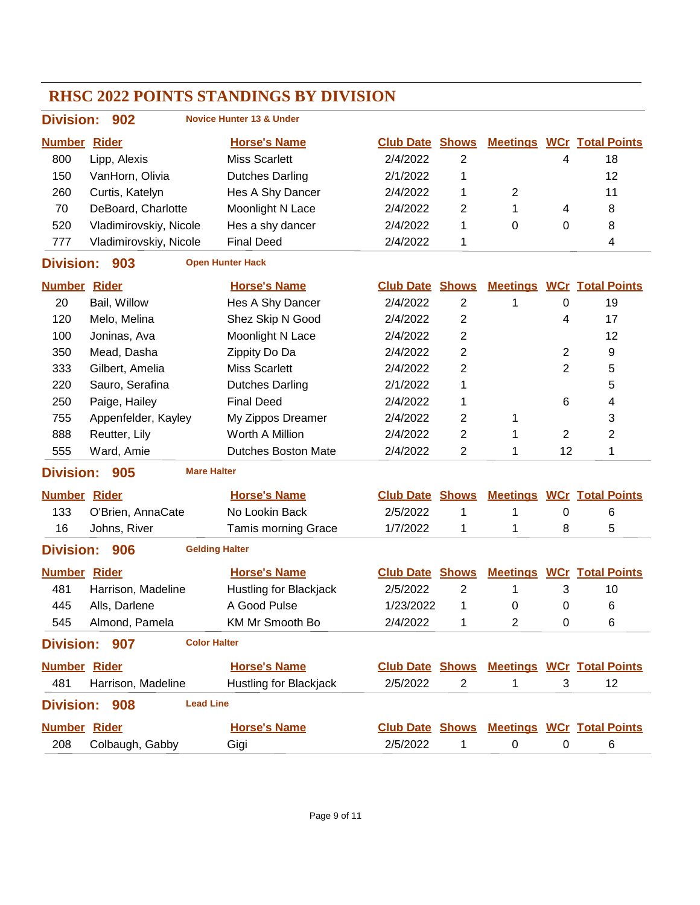# RHSC 2022 POINTS STANDINGS BY DIVISION

## Division: 902 — Novice Hunter 13 & Under

| Number | Rider | Horse's Name | Club Date | Shows | Meetings | WCr | Total Points |
|---|---|---|---|---|---|---|---|
| 800 | Lipp, Alexis | Miss Scarlett | 2/4/2022 | 2 | | 4 | 18 |
| 150 | VanHorn, Olivia | Dutches Darling | 2/1/2022 | 1 | | | 12 |
| 260 | Curtis, Katelyn | Hes A Shy Dancer | 2/4/2022 | 1 | 2 | | 11 |
| 70 | DeBoard, Charlotte | Moonlight N Lace | 2/4/2022 | 2 | 1 | 4 | 8 |
| 520 | Vladimirovskiy, Nicole | Hes a shy dancer | 2/4/2022 | 1 | 0 | 0 | 8 |
| 777 | Vladimirovskiy, Nicole | Final Deed | 2/4/2022 | 1 | | | 4 |

## Division: 903 — Open Hunter Hack

| Number | Rider | Horse's Name | Club Date | Shows | Meetings | WCr | Total Points |
|---|---|---|---|---|---|---|---|
| 20 | Bail, Willow | Hes A Shy Dancer | 2/4/2022 | 2 | 1 | 0 | 19 |
| 120 | Melo, Melina | Shez Skip N Good | 2/4/2022 | 2 | | 4 | 17 |
| 100 | Joninas, Ava | Moonlight N Lace | 2/4/2022 | 2 | | | 12 |
| 350 | Mead, Dasha | Zippity Do Da | 2/4/2022 | 2 | | 2 | 9 |
| 333 | Gilbert, Amelia | Miss Scarlett | 2/4/2022 | 2 | | 2 | 5 |
| 220 | Sauro, Serafina | Dutches Darling | 2/1/2022 | 1 | | | 5 |
| 250 | Paige, Hailey | Final Deed | 2/4/2022 | 1 | | 6 | 4 |
| 755 | Appenfelder, Kayley | My Zippos Dreamer | 2/4/2022 | 2 | 1 | | 3 |
| 888 | Reutter, Lily | Worth A Million | 2/4/2022 | 2 | 1 | 2 | 2 |
| 555 | Ward, Amie | Dutches Boston Mate | 2/4/2022 | 2 | 1 | 12 | 1 |

## Division: 905 — Mare Halter

| Number | Rider | Horse's Name | Club Date | Shows | Meetings | WCr | Total Points |
|---|---|---|---|---|---|---|---|
| 133 | O'Brien, AnnaCate | No Lookin Back | 2/5/2022 | 1 | 1 | 0 | 6 |
| 16 | Johns, River | Tamis morning Grace | 1/7/2022 | 1 | 1 | 8 | 5 |

## Division: 906 — Gelding Halter

| Number | Rider | Horse's Name | Club Date | Shows | Meetings | WCr | Total Points |
|---|---|---|---|---|---|---|---|
| 481 | Harrison, Madeline | Hustling for Blackjack | 2/5/2022 | 2 | 1 | 3 | 10 |
| 445 | Alls, Darlene | A Good Pulse | 1/23/2022 | 1 | 0 | 0 | 6 |
| 545 | Almond, Pamela | KM Mr Smooth Bo | 2/4/2022 | 1 | 2 | 0 | 6 |

## Division: 907 — Color Halter

| Number | Rider | Horse's Name | Club Date | Shows | Meetings | WCr | Total Points |
|---|---|---|---|---|---|---|---|
| 481 | Harrison, Madeline | Hustling for Blackjack | 2/5/2022 | 2 | 1 | 3 | 12 |

## Division: 908 — Lead Line

| Number | Rider | Horse's Name | Club Date | Shows | Meetings | WCr | Total Points |
|---|---|---|---|---|---|---|---|
| 208 | Colbaugh, Gabby | Gigi | 2/5/2022 | 1 | 0 | 0 | 6 |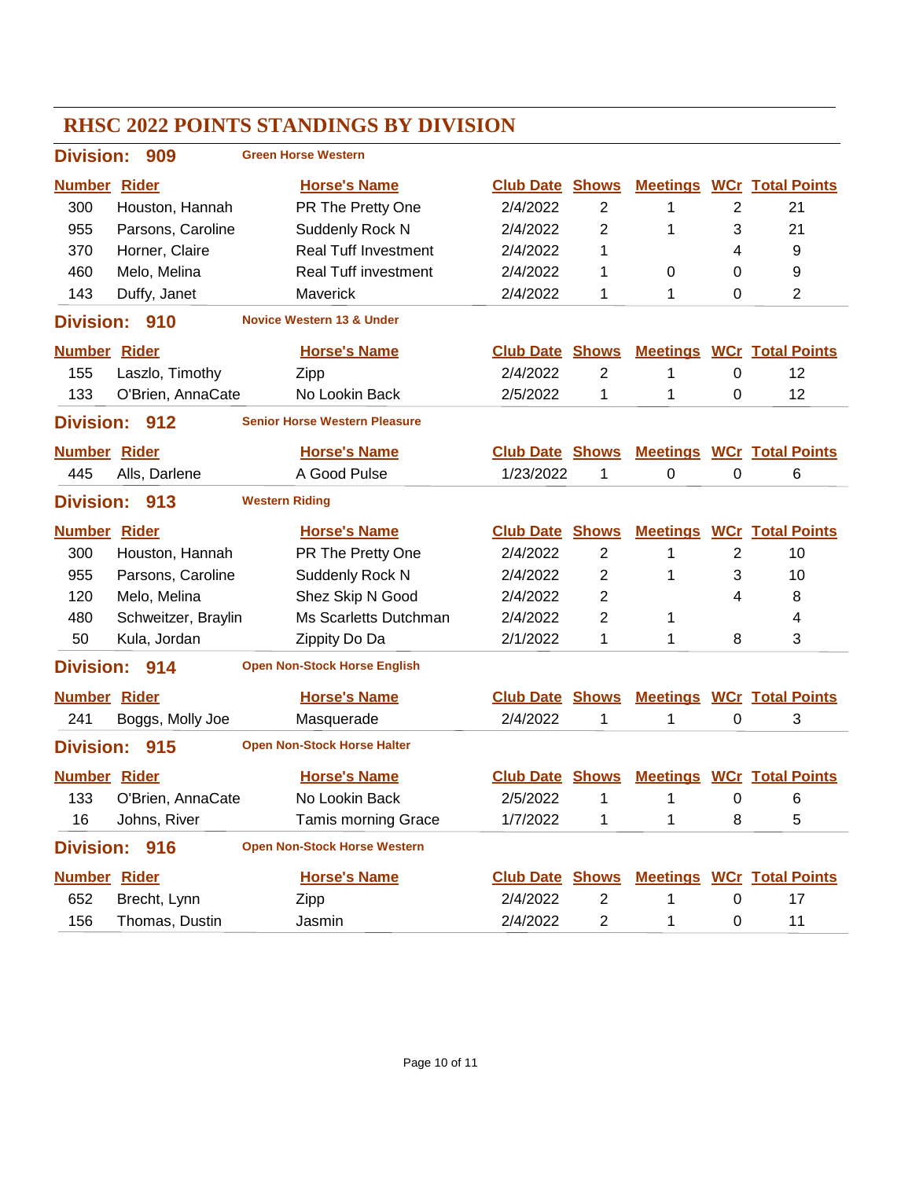# RHSC 2022 POINTS STANDINGS BY DIVISION

## Division: 909 — Green Horse Western

| Number | Rider | Horse's Name | Club Date | Shows | Meetings | WCr | Total Points |
|---|---|---|---|---|---|---|---|
| 300 | Houston, Hannah | PR The Pretty One | 2/4/2022 | 2 | 1 | 2 | 21 |
| 955 | Parsons, Caroline | Suddenly Rock N | 2/4/2022 | 2 | 1 | 3 | 21 |
| 370 | Horner, Claire | Real Tuff Investment | 2/4/2022 | 1 | | 4 | 9 |
| 460 | Melo, Melina | Real Tuff investment | 2/4/2022 | 1 | 0 | 0 | 9 |
| 143 | Duffy, Janet | Maverick | 2/4/2022 | 1 | 1 | 0 | 2 |

## Division: 910 — Novice Western 13 & Under

| Number | Rider | Horse's Name | Club Date | Shows | Meetings | WCr | Total Points |
|---|---|---|---|---|---|---|---|
| 155 | Laszlo, Timothy | Zipp | 2/4/2022 | 2 | 1 | 0 | 12 |
| 133 | O'Brien, AnnaCate | No Lookin Back | 2/5/2022 | 1 | 1 | 0 | 12 |

## Division: 912 — Senior Horse Western Pleasure

| Number | Rider | Horse's Name | Club Date | Shows | Meetings | WCr | Total Points |
|---|---|---|---|---|---|---|---|
| 445 | Alls, Darlene | A Good Pulse | 1/23/2022 | 1 | 0 | 0 | 6 |

## Division: 913 — Western Riding

| Number | Rider | Horse's Name | Club Date | Shows | Meetings | WCr | Total Points |
|---|---|---|---|---|---|---|---|
| 300 | Houston, Hannah | PR The Pretty One | 2/4/2022 | 2 | 1 | 2 | 10 |
| 955 | Parsons, Caroline | Suddenly Rock N | 2/4/2022 | 2 | 1 | 3 | 10 |
| 120 | Melo, Melina | Shez Skip N Good | 2/4/2022 | 2 | | 4 | 8 |
| 480 | Schweitzer, Braylin | Ms Scarletts Dutchman | 2/4/2022 | 2 | 1 | | 4 |
| 50 | Kula, Jordan | Zippity Do Da | 2/1/2022 | 1 | 1 | 8 | 3 |

## Division: 914 — Open Non-Stock Horse English

| Number | Rider | Horse's Name | Club Date | Shows | Meetings | WCr | Total Points |
|---|---|---|---|---|---|---|---|
| 241 | Boggs, Molly Joe | Masquerade | 2/4/2022 | 1 | 1 | 0 | 3 |

## Division: 915 — Open Non-Stock Horse Halter

| Number | Rider | Horse's Name | Club Date | Shows | Meetings | WCr | Total Points |
|---|---|---|---|---|---|---|---|
| 133 | O'Brien, AnnaCate | No Lookin Back | 2/5/2022 | 1 | 1 | 0 | 6 |
| 16 | Johns, River | Tamis morning Grace | 1/7/2022 | 1 | 1 | 8 | 5 |

## Division: 916 — Open Non-Stock Horse Western

| Number | Rider | Horse's Name | Club Date | Shows | Meetings | WCr | Total Points |
|---|---|---|---|---|---|---|---|
| 652 | Brecht, Lynn | Zipp | 2/4/2022 | 2 | 1 | 0 | 17 |
| 156 | Thomas, Dustin | Jasmin | 2/4/2022 | 2 | 1 | 0 | 11 |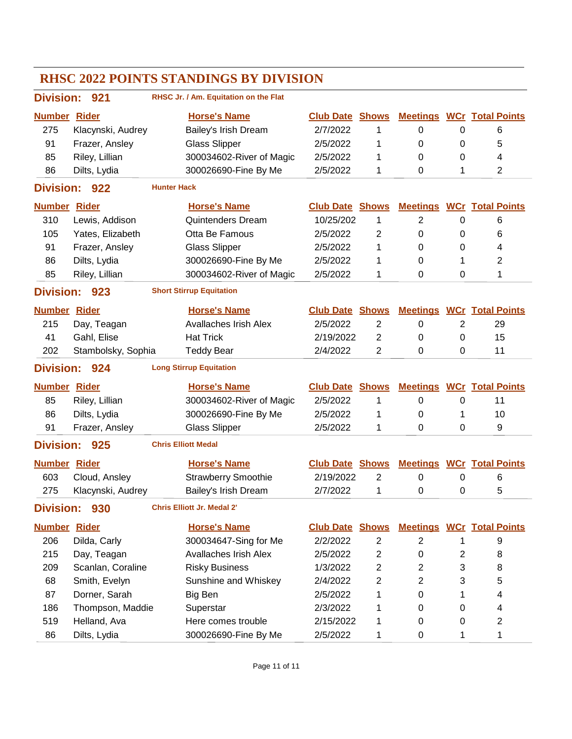# RHSC 2022 POINTS STANDINGS BY DIVISION

## Division: 921 — RHSC Jr. / Am. Equitation on the Flat

| Number | Rider | Horse's Name | Club Date | Shows | Meetings | WCr | Total Points |
|---|---|---|---|---|---|---|---|
| 275 | Klacynski, Audrey | Bailey's Irish Dream | 2/7/2022 | 1 | 0 | 0 | 6 |
| 91 | Frazer, Ansley | Glass Slipper | 2/5/2022 | 1 | 0 | 0 | 5 |
| 85 | Riley, Lillian | 300034602-River of Magic | 2/5/2022 | 1 | 0 | 0 | 4 |
| 86 | Dilts, Lydia | 300026690-Fine By Me | 2/5/2022 | 1 | 0 | 1 | 2 |

## Division: 922 — Hunter Hack

| Number | Rider | Horse's Name | Club Date | Shows | Meetings | WCr | Total Points |
|---|---|---|---|---|---|---|---|
| 310 | Lewis, Addison | Quintenders Dream | 10/25/202 | 1 | 2 | 0 | 6 |
| 105 | Yates, Elizabeth | Otta Be Famous | 2/5/2022 | 2 | 0 | 0 | 6 |
| 91 | Frazer, Ansley | Glass Slipper | 2/5/2022 | 1 | 0 | 0 | 4 |
| 86 | Dilts, Lydia | 300026690-Fine By Me | 2/5/2022 | 1 | 0 | 1 | 2 |
| 85 | Riley, Lillian | 300034602-River of Magic | 2/5/2022 | 1 | 0 | 0 | 1 |

## Division: 923 — Short Stirrup Equitation

| Number | Rider | Horse's Name | Club Date | Shows | Meetings | WCr | Total Points |
|---|---|---|---|---|---|---|---|
| 215 | Day, Teagan | Avallaches Irish Alex | 2/5/2022 | 2 | 0 | 2 | 29 |
| 41 | Gahl, Elise | Hat Trick | 2/19/2022 | 2 | 0 | 0 | 15 |
| 202 | Stambolsky, Sophia | Teddy Bear | 2/4/2022 | 2 | 0 | 0 | 11 |

## Division: 924 — Long Stirrup Equitation

| Number | Rider | Horse's Name | Club Date | Shows | Meetings | WCr | Total Points |
|---|---|---|---|---|---|---|---|
| 85 | Riley, Lillian | 300034602-River of Magic | 2/5/2022 | 1 | 0 | 0 | 11 |
| 86 | Dilts, Lydia | 300026690-Fine By Me | 2/5/2022 | 1 | 0 | 1 | 10 |
| 91 | Frazer, Ansley | Glass Slipper | 2/5/2022 | 1 | 0 | 0 | 9 |

## Division: 925 — Chris Elliott Medal

| Number | Rider | Horse's Name | Club Date | Shows | Meetings | WCr | Total Points |
|---|---|---|---|---|---|---|---|
| 603 | Cloud, Ansley | Strawberry Smoothie | 2/19/2022 | 2 | 0 | 0 | 6 |
| 275 | Klacynski, Audrey | Bailey's Irish Dream | 2/7/2022 | 1 | 0 | 0 | 5 |

## Division: 930 — Chris Elliott Jr. Medal 2'

| Number | Rider | Horse's Name | Club Date | Shows | Meetings | WCr | Total Points |
|---|---|---|---|---|---|---|---|
| 206 | Dilda, Carly | 300034647-Sing for Me | 2/2/2022 | 2 | 2 | 1 | 9 |
| 215 | Day, Teagan | Avallaches Irish Alex | 2/5/2022 | 2 | 0 | 2 | 8 |
| 209 | Scanlan, Coraline | Risky Business | 1/3/2022 | 2 | 2 | 3 | 8 |
| 68 | Smith, Evelyn | Sunshine and Whiskey | 2/4/2022 | 2 | 2 | 3 | 5 |
| 87 | Dorner, Sarah | Big Ben | 2/5/2022 | 1 | 0 | 1 | 4 |
| 186 | Thompson, Maddie | Superstar | 2/3/2022 | 1 | 0 | 0 | 4 |
| 519 | Helland, Ava | Here comes trouble | 2/15/2022 | 1 | 0 | 0 | 2 |
| 86 | Dilts, Lydia | 300026690-Fine By Me | 2/5/2022 | 1 | 0 | 1 | 1 |